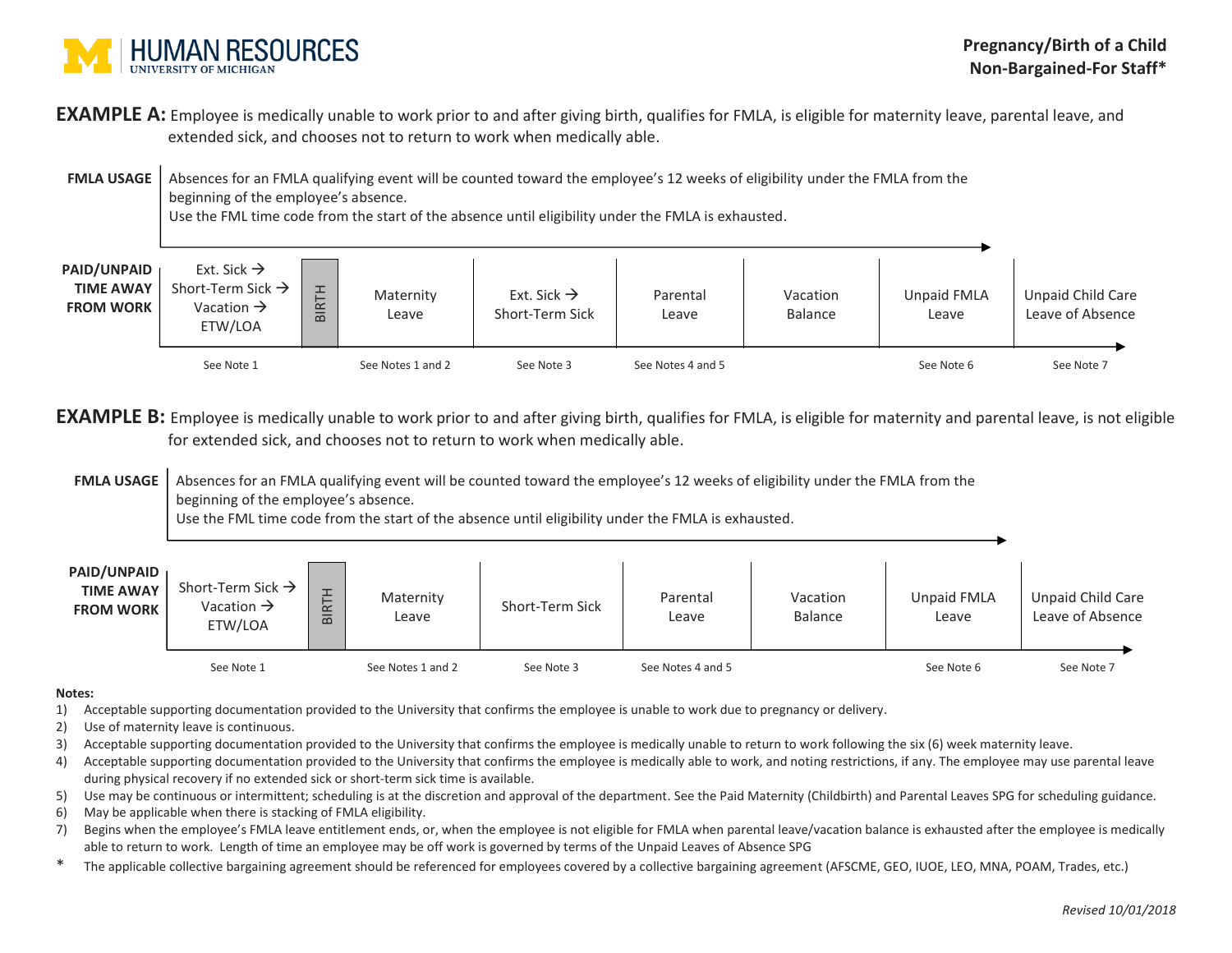# HUMAN RESOURCES
UNIVERSITY OF MICHIGAN

**Pregnancy/Birth of a Child**
**Non-Bargained-For Staff***

**EXAMPLE A:** Employee is medically unable to work prior to and after giving birth, qualifies for FMLA, is eligible for maternity leave, parental leave, and extended sick, and chooses not to return to work when medically able.

**FMLA USAGE**

Absences for an FMLA qualifying event will be counted toward the employee's 12 weeks of eligibility under the FMLA from the beginning of the employee's absence.
Use the FML time code from the start of the absence until eligibility under the FMLA is exhausted.

**PAID/UNPAID TIME AWAY FROM WORK**

| Ext. Sick → Short-Term Sick → Vacation → ETW/LOA | BIRTH | Maternity Leave | Ext. Sick → Short-Term Sick | Parental Leave | Vacation Balance | Unpaid FMLA Leave | Unpaid Child Care Leave of Absence |
|---|---|---|---|---|---|---|---|
| See Note 1 | | See Notes 1 and 2 | See Note 3 | See Notes 4 and 5 | | See Note 6 | See Note 7 |

**EXAMPLE B:** Employee is medically unable to work prior to and after giving birth, qualifies for FMLA, is eligible for maternity and parental leave, is not eligible for extended sick, and chooses not to return to work when medically able.

**FMLA USAGE**

Absences for an FMLA qualifying event will be counted toward the employee's 12 weeks of eligibility under the FMLA from the beginning of the employee's absence.
Use the FML time code from the start of the absence until eligibility under the FMLA is exhausted.

**PAID/UNPAID TIME AWAY FROM WORK**

| Short-Term Sick → Vacation → ETW/LOA | BIRTH | Maternity Leave | Short-Term Sick | Parental Leave | Vacation Balance | Unpaid FMLA Leave | Unpaid Child Care Leave of Absence |
|---|---|---|---|---|---|---|---|
| See Note 1 | | See Notes 1 and 2 | See Note 3 | See Notes 4 and 5 | | See Note 6 | See Note 7 |

**Notes:**

1) Acceptable supporting documentation provided to the University that confirms the employee is unable to work due to pregnancy or delivery.
2) Use of maternity leave is continuous.
3) Acceptable supporting documentation provided to the University that confirms the employee is medically unable to return to work following the six (6) week maternity leave.
4) Acceptable supporting documentation provided to the University that confirms the employee is medically able to work, and noting restrictions, if any. The employee may use parental leave during physical recovery if no extended sick or short-term sick time is available.
5) Use may be continuous or intermittent; scheduling is at the discretion and approval of the department. See the Paid Maternity (Childbirth) and Parental Leaves SPG for scheduling guidance.
6) May be applicable when there is stacking of FMLA eligibility.
7) Begins when the employee's FMLA leave entitlement ends, or, when the employee is not eligible for FMLA when parental leave/vacation balance is exhausted after the employee is medically able to return to work. Length of time an employee may be off work is governed by terms of the Unpaid Leaves of Absence SPG

\* The applicable collective bargaining agreement should be referenced for employees covered by a collective bargaining agreement (AFSCME, GEO, IUOE, LEO, MNA, POAM, Trades, etc.)

*Revised 10/01/2018*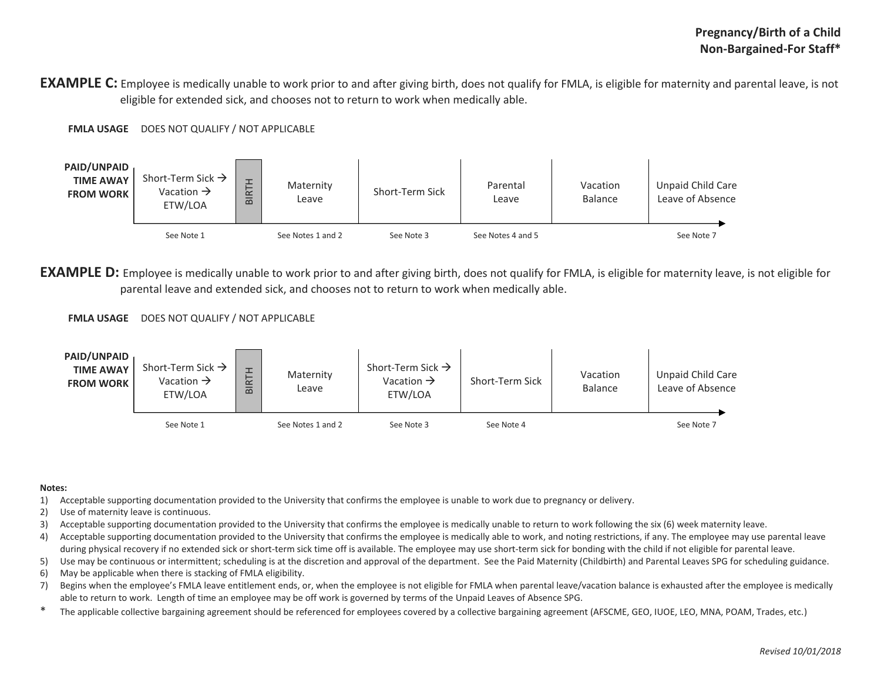**Pregnancy/Birth of a Child**
**Non-Bargained-For Staff***

**EXAMPLE C:** Employee is medically unable to work prior to and after giving birth, does not qualify for FMLA, is eligible for maternity and parental leave, is not eligible for extended sick, and chooses not to return to work when medically able.

**FMLA USAGE** DOES NOT QUALIFY / NOT APPLICABLE

| PAID/UNPAID TIME AWAY FROM WORK | Short-Term Sick → Vacation → ETW/LOA | BIRTH | Maternity Leave | Short-Term Sick | Parental Leave | Vacation Balance | Unpaid Child Care Leave of Absence |
|---|---|---|---|---|---|---|---|
| | See Note 1 | | See Notes 1 and 2 | See Note 3 | See Notes 4 and 5 | | See Note 7 |

**EXAMPLE D:** Employee is medically unable to work prior to and after giving birth, does not qualify for FMLA, is eligible for maternity leave, is not eligible for parental leave and extended sick, and chooses not to return to work when medically able.

**FMLA USAGE** DOES NOT QUALIFY / NOT APPLICABLE

| PAID/UNPAID TIME AWAY FROM WORK | Short-Term Sick → Vacation → ETW/LOA | BIRTH | Maternity Leave | Short-Term Sick → Vacation → ETW/LOA | Short-Term Sick | Vacation Balance | Unpaid Child Care Leave of Absence |
|---|---|---|---|---|---|---|---|
| | See Note 1 | | See Notes 1 and 2 | See Note 3 | See Note 4 | | See Note 7 |

**Notes:**

1) Acceptable supporting documentation provided to the University that confirms the employee is unable to work due to pregnancy or delivery.
2) Use of maternity leave is continuous.
3) Acceptable supporting documentation provided to the University that confirms the employee is medically unable to return to work following the six (6) week maternity leave.
4) Acceptable supporting documentation provided to the University that confirms the employee is medically able to work, and noting restrictions, if any. The employee may use parental leave during physical recovery if no extended sick or short-term sick time off is available. The employee may use short-term sick for bonding with the child if not eligible for parental leave.
5) Use may be continuous or intermittent; scheduling is at the discretion and approval of the department. See the Paid Maternity (Childbirth) and Parental Leaves SPG for scheduling guidance.
6) May be applicable when there is stacking of FMLA eligibility.
7) Begins when the employee's FMLA leave entitlement ends, or, when the employee is not eligible for FMLA when parental leave/vacation balance is exhausted after the employee is medically able to return to work. Length of time an employee may be off work is governed by terms of the Unpaid Leaves of Absence SPG.

\* The applicable collective bargaining agreement should be referenced for employees covered by a collective bargaining agreement (AFSCME, GEO, IUOE, LEO, MNA, POAM, Trades, etc.)

*Revised 10/01/2018*